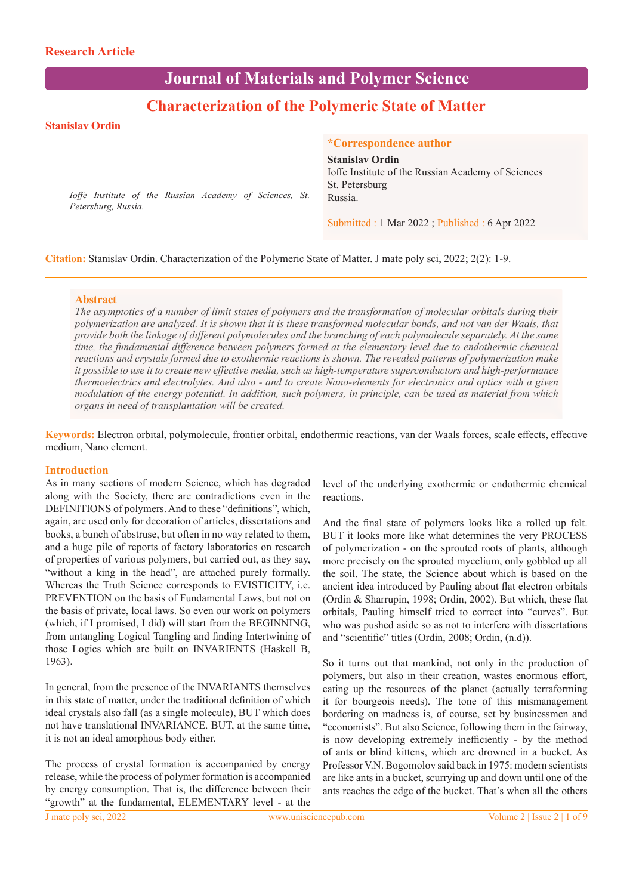Research Article

# Journal of Materials and Polymer Science

## Characterization of the Polymeric State of Matter

**Stanislav Ordin**

*Ioffe Institute of the Russian Academy of Sciences, St. Petersburg, Russia.*

**\*Correspondence author**

**Stanislav Ordin**
Ioffe Institute of the Russian Academy of Sciences
St. Petersburg
Russia.

Submitted : 1 Mar 2022 ; Published : 6 Apr 2022

**Citation:** Stanislav Ordin. Characterization of the Polymeric State of Matter. J mate poly sci, 2022; 2(2): 1-9.

### Abstract

*The asymptotics of a number of limit states of polymers and the transformation of molecular orbitals during their polymerization are analyzed. It is shown that it is these transformed molecular bonds, and not van der Waals, that provide both the linkage of different polymolecules and the branching of each polymolecule separately. At the same time, the fundamental difference between polymers formed at the elementary level due to endothermic chemical reactions and crystals formed due to exothermic reactions is shown. The revealed patterns of polymerization make it possible to use it to create new effective media, such as high-temperature superconductors and high-performance thermoelectrics and electrolytes. And also - and to create Nano-elements for electronics and optics with a given modulation of the energy potential. In addition, such polymers, in principle, can be used as material from which organs in need of transplantation will be created.*

**Keywords:** Electron orbital, polymolecule, frontier orbital, endothermic reactions, van der Waals forces, scale effects, effective medium, Nano element.

### Introduction

As in many sections of modern Science, which has degraded along with the Society, there are contradictions even in the DEFINITIONS of polymers. And to these "definitions", which, again, are used only for decoration of articles, dissertations and books, a bunch of abstruse, but often in no way related to them, and a huge pile of reports of factory laboratories on research of properties of various polymers, but carried out, as they say, "without a king in the head", are attached purely formally. Whereas the Truth Science corresponds to EVISTICITY, i.e. PREVENTION on the basis of Fundamental Laws, but not on the basis of private, local laws. So even our work on polymers (which, if I promised, I did) will start from the BEGINNING, from untangling Logical Tangling and finding Intertwining of those Logics which are built on INVARIENTS (Haskell B, 1963).

In general, from the presence of the INVARIANTS themselves in this state of matter, under the traditional definition of which ideal crystals also fall (as a single molecule), BUT which does not have translational INVARIANCE. BUT, at the same time, it is not an ideal amorphous body either.

The process of crystal formation is accompanied by energy release, while the process of polymer formation is accompanied by energy consumption. That is, the difference between their "growth" at the fundamental, ELEMENTARY level - at the level of the underlying exothermic or endothermic chemical reactions.

And the final state of polymers looks like a rolled up felt. BUT it looks more like what determines the very PROCESS of polymerization - on the sprouted roots of plants, although more precisely on the sprouted mycelium, only gobbled up all the soil. The state, the Science about which is based on the ancient idea introduced by Pauling about flat electron orbitals (Ordin & Sharrupin, 1998; Ordin, 2002). But which, these flat orbitals, Pauling himself tried to correct into "curves". But who was pushed aside so as not to interfere with dissertations and "scientific" titles (Ordin, 2008; Ordin, (n.d)).

So it turns out that mankind, not only in the production of polymers, but also in their creation, wastes enormous effort, eating up the resources of the planet (actually terraforming it for bourgeois needs). The tone of this mismanagement bordering on madness is, of course, set by businessmen and "economists". But also Science, following them in the fairway, is now developing extremely inefficiently - by the method of ants or blind kittens, which are drowned in a bucket. As Professor V.N. Bogomolov said back in 1975: modern scientists are like ants in a bucket, scurrying up and down until one of the ants reaches the edge of the bucket. That's when all the others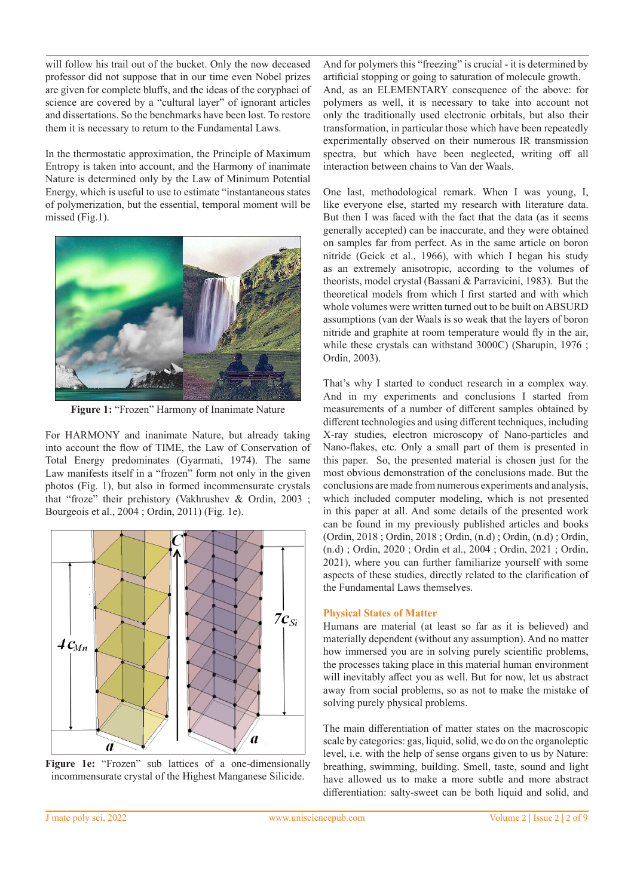will follow his trail out of the bucket. Only the now deceased professor did not suppose that in our time even Nobel prizes are given for complete bluffs, and the ideas of the coryphaei of science are covered by a "cultural layer" of ignorant articles and dissertations. So the benchmarks have been lost. To restore them it is necessary to return to the Fundamental Laws.

In the thermostatic approximation, the Principle of Maximum Entropy is taken into account, and the Harmony of inanimate Nature is determined only by the Law of Minimum Potential Energy, which is useful to use to estimate "instantaneous states of polymerization, but the essential, temporal moment will be missed (Fig.1).

**Figure 1:** "Frozen" Harmony of Inanimate Nature

For HARMONY and inanimate Nature, but already taking into account the flow of TIME, the Law of Conservation of Total Energy predominates (Gyarmati, 1974). The same Law manifests itself in a "frozen" form not only in the given photos (Fig. 1), but also in formed incommensurate crystals that "froze" their prehistory (Vakhrushev & Ordin, 2003 ; Bourgeois et al., 2004 ; Ordin, 2011) (Fig. 1e).

**Figure 1e:** "Frozen" sub lattices of a one-dimensionally incommensurate crystal of the Highest Manganese Silicide.

And for polymers this "freezing" is crucial - it is determined by artificial stopping or going to saturation of molecule growth. And, as an ELEMENTARY consequence of the above: for polymers as well, it is necessary to take into account not only the traditionally used electronic orbitals, but also their transformation, in particular those which have been repeatedly experimentally observed on their numerous IR transmission spectra, but which have been neglected, writing off all interaction between chains to Van der Waals.

One last, methodological remark. When I was young, I, like everyone else, started my research with literature data. But then I was faced with the fact that the data (as it seems generally accepted) can be inaccurate, and they were obtained on samples far from perfect. As in the same article on boron nitride (Geick et al., 1966), with which I began his study as an extremely anisotropic, according to the volumes of theorists, model crystal (Bassani & Parravicini, 1983). But the theoretical models from which I first started and with which whole volumes were written turned out to be built on ABSURD assumptions (van der Waals is so weak that the layers of boron nitride and graphite at room temperature would fly in the air, while these crystals can withstand 3000C) (Sharupin, 1976 ; Ordin, 2003).

That's why I started to conduct research in a complex way. And in my experiments and conclusions I started from measurements of a number of different samples obtained by different technologies and using different techniques, including X-ray studies, electron microscopy of Nano-particles and Nano-flakes, etc. Only a small part of them is presented in this paper. So, the presented material is chosen just for the most obvious demonstration of the conclusions made. But the conclusions are made from numerous experiments and analysis, which included computer modeling, which is not presented in this paper at all. And some details of the presented work can be found in my previously published articles and books (Ordin, 2018 ; Ordin, 2018 ; Ordin, (n.d) ; Ordin, (n.d) ; Ordin, (n.d) ; Ordin, 2020 ; Ordin et al., 2004 ; Ordin, 2021 ; Ordin, 2021), where you can further familiarize yourself with some aspects of these studies, directly related to the clarification of the Fundamental Laws themselves.

## Physical States of Matter

Humans are material (at least so far as it is believed) and materially dependent (without any assumption). And no matter how immersed you are in solving purely scientific problems, the processes taking place in this material human environment will inevitably affect you as well. But for now, let us abstract away from social problems, so as not to make the mistake of solving purely physical problems.

The main differentiation of matter states on the macroscopic scale by categories: gas, liquid, solid, we do on the organoleptic level, i.e. with the help of sense organs given to us by Nature: breathing, swimming, building. Smell, taste, sound and light have allowed us to make a more subtle and more abstract differentiation: salty-sweet can be both liquid and solid, and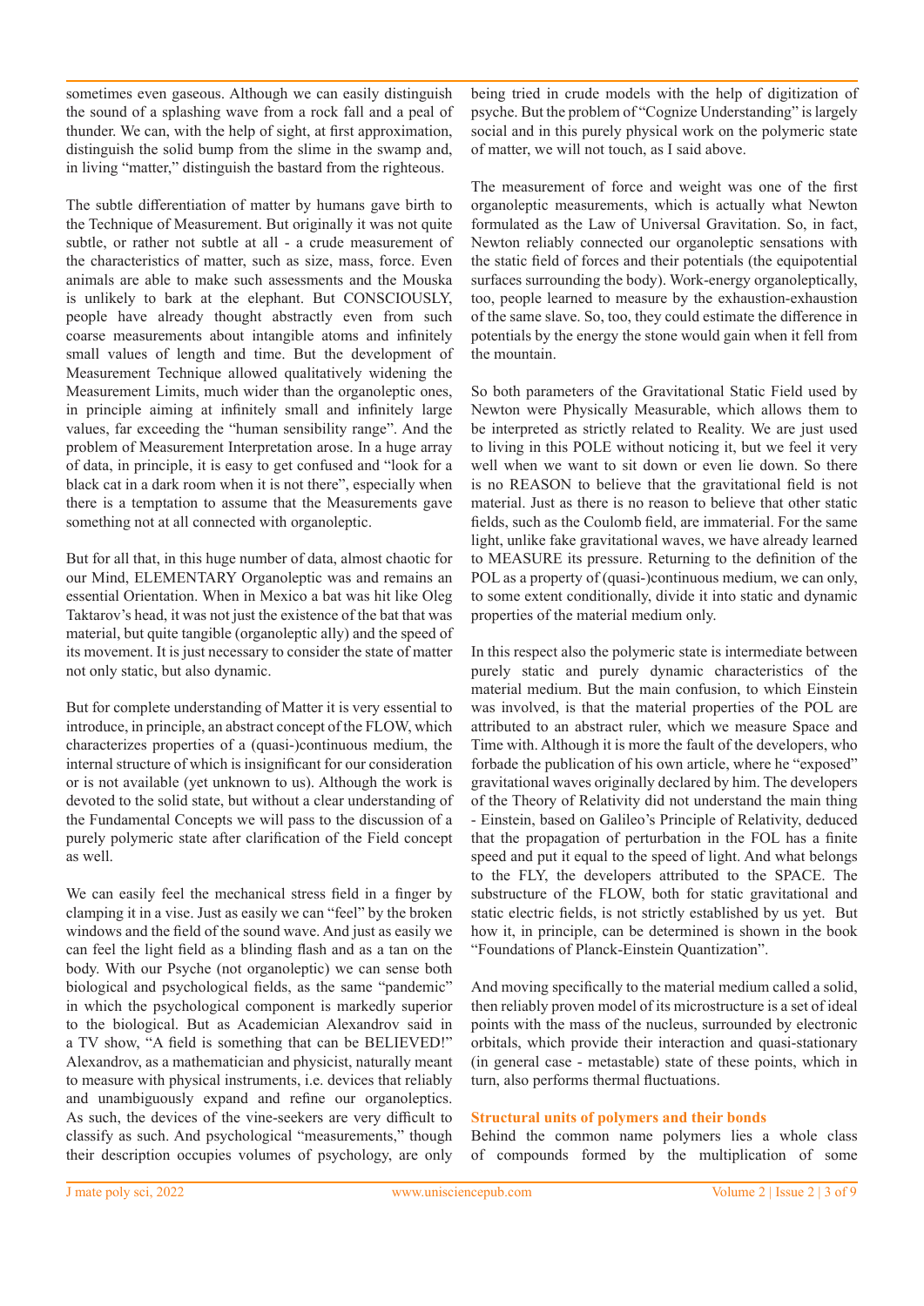sometimes even gaseous. Although we can easily distinguish the sound of a splashing wave from a rock fall and a peal of thunder. We can, with the help of sight, at first approximation, distinguish the solid bump from the slime in the swamp and, in living "matter," distinguish the bastard from the righteous.

The subtle differentiation of matter by humans gave birth to the Technique of Measurement. But originally it was not quite subtle, or rather not subtle at all - a crude measurement of the characteristics of matter, such as size, mass, force. Even animals are able to make such assessments and the Mouska is unlikely to bark at the elephant. But CONSCIOUSLY, people have already thought abstractly even from such coarse measurements about intangible atoms and infinitely small values of length and time. But the development of Measurement Technique allowed qualitatively widening the Measurement Limits, much wider than the organoleptic ones, in principle aiming at infinitely small and infinitely large values, far exceeding the "human sensibility range". And the problem of Measurement Interpretation arose. In a huge array of data, in principle, it is easy to get confused and "look for a black cat in a dark room when it is not there", especially when there is a temptation to assume that the Measurements gave something not at all connected with organoleptic.

But for all that, in this huge number of data, almost chaotic for our Mind, ELEMENTARY Organoleptic was and remains an essential Orientation. When in Mexico a bat was hit like Oleg Taktarov's head, it was not just the existence of the bat that was material, but quite tangible (organoleptic ally) and the speed of its movement. It is just necessary to consider the state of matter not only static, but also dynamic.

But for complete understanding of Matter it is very essential to introduce, in principle, an abstract concept of the FLOW, which characterizes properties of a (quasi-)continuous medium, the internal structure of which is insignificant for our consideration or is not available (yet unknown to us). Although the work is devoted to the solid state, but without a clear understanding of the Fundamental Concepts we will pass to the discussion of a purely polymeric state after clarification of the Field concept as well.

We can easily feel the mechanical stress field in a finger by clamping it in a vise. Just as easily we can "feel" by the broken windows and the field of the sound wave. And just as easily we can feel the light field as a blinding flash and as a tan on the body. With our Psyche (not organoleptic) we can sense both biological and psychological fields, as the same "pandemic" in which the psychological component is markedly superior to the biological. But as Academician Alexandrov said in a TV show, "A field is something that can be BELIEVED!" Alexandrov, as a mathematician and physicist, naturally meant to measure with physical instruments, i.e. devices that reliably and unambiguously expand and refine our organoleptics. As such, the devices of the vine-seekers are very difficult to classify as such. And psychological "measurements," though their description occupies volumes of psychology, are only being tried in crude models with the help of digitization of psyche. But the problem of "Cognize Understanding" is largely social and in this purely physical work on the polymeric state of matter, we will not touch, as I said above.

The measurement of force and weight was one of the first organoleptic measurements, which is actually what Newton formulated as the Law of Universal Gravitation. So, in fact, Newton reliably connected our organoleptic sensations with the static field of forces and their potentials (the equipotential surfaces surrounding the body). Work-energy organoleptically, too, people learned to measure by the exhaustion-exhaustion of the same slave. So, too, they could estimate the difference in potentials by the energy the stone would gain when it fell from the mountain.

So both parameters of the Gravitational Static Field used by Newton were Physically Measurable, which allows them to be interpreted as strictly related to Reality. We are just used to living in this POLE without noticing it, but we feel it very well when we want to sit down or even lie down. So there is no REASON to believe that the gravitational field is not material. Just as there is no reason to believe that other static fields, such as the Coulomb field, are immaterial. For the same light, unlike fake gravitational waves, we have already learned to MEASURE its pressure. Returning to the definition of the POL as a property of (quasi-)continuous medium, we can only, to some extent conditionally, divide it into static and dynamic properties of the material medium only.

In this respect also the polymeric state is intermediate between purely static and purely dynamic characteristics of the material medium. But the main confusion, to which Einstein was involved, is that the material properties of the POL are attributed to an abstract ruler, which we measure Space and Time with. Although it is more the fault of the developers, who forbade the publication of his own article, where he "exposed" gravitational waves originally declared by him. The developers of the Theory of Relativity did not understand the main thing - Einstein, based on Galileo's Principle of Relativity, deduced that the propagation of perturbation in the FOL has a finite speed and put it equal to the speed of light. And what belongs to the FLY, the developers attributed to the SPACE. The substructure of the FLOW, both for static gravitational and static electric fields, is not strictly established by us yet. But how it, in principle, can be determined is shown in the book "Foundations of Planck-Einstein Quantization".

And moving specifically to the material medium called a solid, then reliably proven model of its microstructure is a set of ideal points with the mass of the nucleus, surrounded by electronic orbitals, which provide their interaction and quasi-stationary (in general case - metastable) state of these points, which in turn, also performs thermal fluctuations.

## Structural units of polymers and their bonds

Behind the common name polymers lies a whole class of compounds formed by the multiplication of some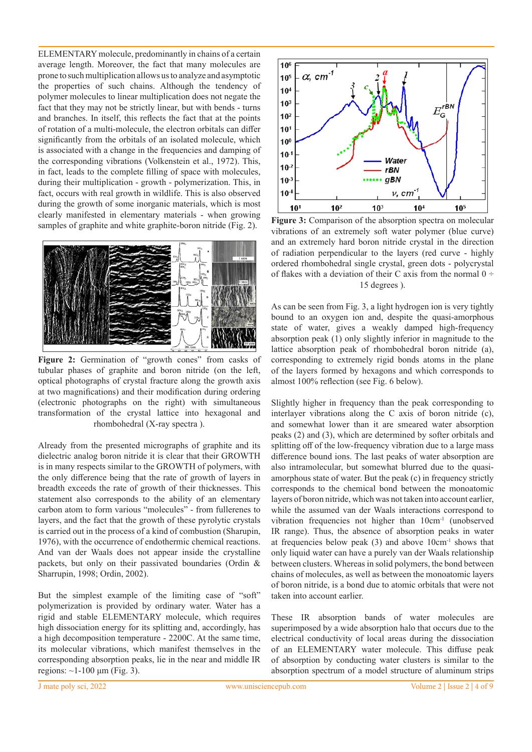ELEMENTARY molecule, predominantly in chains of a certain average length. Moreover, the fact that many molecules are prone to such multiplication allows us to analyze and asymptotic the properties of such chains. Although the tendency of polymer molecules to linear multiplication does not negate the fact that they may not be strictly linear, but with bends - turns and branches. In itself, this reflects the fact that at the points of rotation of a multi-molecule, the electron orbitals can differ significantly from the orbitals of an isolated molecule, which is associated with a change in the frequencies and damping of the corresponding vibrations (Volkenstein et al., 1972). This, in fact, leads to the complete filling of space with molecules, during their multiplication - growth - polymerization. This, in fact, occurs with real growth in wildlife. This is also observed during the growth of some inorganic materials, which is most clearly manifested in elementary materials - when growing samples of graphite and white graphite-boron nitride (Fig. 2).

**Figure 2:** Germination of "growth cones" from casks of tubular phases of graphite and boron nitride (on the left, optical photographs of crystal fracture along the growth axis at two magnifications) and their modification during ordering (electronic photographs on the right) with simultaneous transformation of the crystal lattice into hexagonal and rhombohedral (X-ray spectra ).

Already from the presented micrographs of graphite and its dielectric analog boron nitride it is clear that their GROWTH is in many respects similar to the GROWTH of polymers, with the only difference being that the rate of growth of layers in breadth exceeds the rate of growth of their thicknesses. This statement also corresponds to the ability of an elementary carbon atom to form various "molecules" - from fullerenes to layers, and the fact that the growth of these pyrolytic crystals is carried out in the process of a kind of combustion (Sharupin, 1976), with the occurrence of endothermic chemical reactions. And van der Waals does not appear inside the crystalline packets, but only on their passivated boundaries (Ordin & Sharrupin, 1998; Ordin, 2002).

But the simplest example of the limiting case of "soft" polymerization is provided by ordinary water. Water has a rigid and stable ELEMENTARY molecule, which requires high dissociation energy for its splitting and, accordingly, has a high decomposition temperature - 2200C. At the same time, its molecular vibrations, which manifest themselves in the corresponding absorption peaks, lie in the near and middle IR regions: ~1-100 μm (Fig. 3).

**Figure 3:** Comparison of the absorption spectra on molecular vibrations of an extremely soft water polymer (blue curve) and an extremely hard boron nitride crystal in the direction of radiation perpendicular to the layers (red curve - highly ordered rhombohedral single crystal, green dots - polycrystal of flakes with a deviation of their C axis from the normal 0 ÷ 15 degrees ).

As can be seen from Fig. 3, a light hydrogen ion is very tightly bound to an oxygen ion and, despite the quasi-amorphous state of water, gives a weakly damped high-frequency absorption peak (1) only slightly inferior in magnitude to the lattice absorption peak of rhombohedral boron nitride (a), corresponding to extremely rigid bonds atoms in the plane of the layers formed by hexagons and which corresponds to almost 100% reflection (see Fig. 6 below).

Slightly higher in frequency than the peak corresponding to interlayer vibrations along the C axis of boron nitride (c), and somewhat lower than it are smeared water absorption peaks (2) and (3), which are determined by softer orbitals and splitting off of the low-frequency vibration due to a large mass difference bound ions. The last peaks of water absorption are also intramolecular, but somewhat blurred due to the quasi-amorphous state of water. But the peak (c) in frequency strictly corresponds to the chemical bond between the monoatomic layers of boron nitride, which was not taken into account earlier, while the assumed van der Waals interactions correspond to vibration frequencies not higher than $10cm^{-1}$ (unobserved IR range). Thus, the absence of absorption peaks in water at frequencies below peak (3) and above $10cm^{-1}$ shows that only liquid water can have a purely van der Waals relationship between clusters. Whereas in solid polymers, the bond between chains of molecules, as well as between the monoatomic layers of boron nitride, is a bond due to atomic orbitals that were not taken into account earlier.

These IR absorption bands of water molecules are superimposed by a wide absorption halo that occurs due to the electrical conductivity of local areas during the dissociation of an ELEMENTARY water molecule. This diffuse peak of absorption by conducting water clusters is similar to the absorption spectrum of a model structure of aluminum strips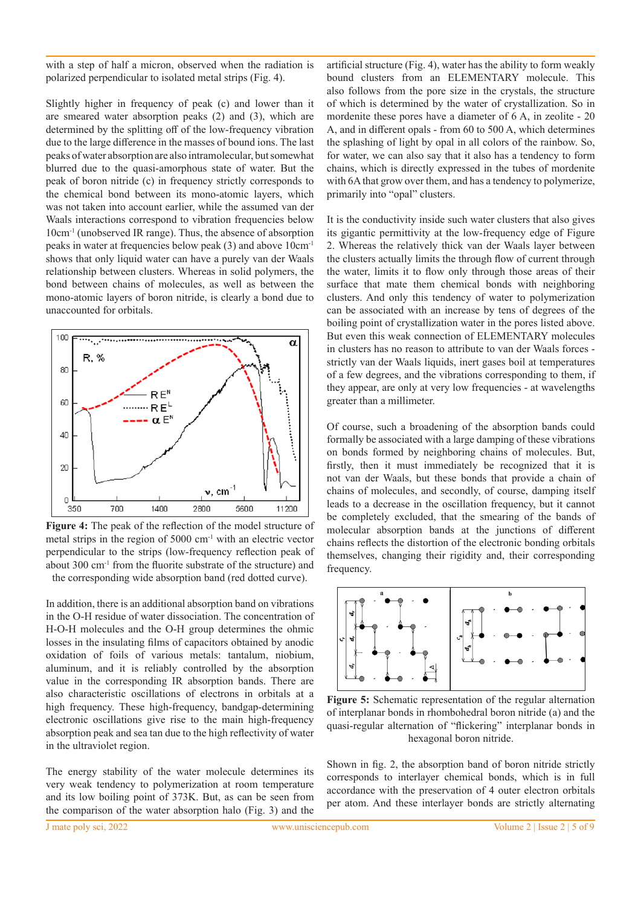with a step of half a micron, observed when the radiation is polarized perpendicular to isolated metal strips (Fig. 4).

Slightly higher in frequency of peak (c) and lower than it are smeared water absorption peaks (2) and (3), which are determined by the splitting off of the low-frequency vibration due to the large difference in the masses of bound ions. The last peaks of water absorption are also intramolecular, but somewhat blurred due to the quasi-amorphous state of water. But the peak of boron nitride (c) in frequency strictly corresponds to the chemical bond between its mono-atomic layers, which was not taken into account earlier, while the assumed van der Waals interactions correspond to vibration frequencies below $10cm^{-1}$ (unobserved IR range). Thus, the absence of absorption peaks in water at frequencies below peak (3) and above $10cm^{-1}$ shows that only liquid water can have a purely van der Waals relationship between clusters. Whereas in solid polymers, the bond between chains of molecules, as well as between the mono-atomic layers of boron nitride, is clearly a bond due to unaccounted for orbitals.

**Figure 4:** The peak of the reflection of the model structure of metal strips in the region of 5000 $cm^{-1}$ with an electric vector perpendicular to the strips (low-frequency reflection peak of about 300 $cm^{-1}$ from the fluorite substrate of the structure) and the corresponding wide absorption band (red dotted curve).

In addition, there is an additional absorption band on vibrations in the O-H residue of water dissociation. The concentration of H-O-H molecules and the O-H group determines the ohmic losses in the insulating films of capacitors obtained by anodic oxidation of foils of various metals: tantalum, niobium, aluminum, and it is reliably controlled by the absorption value in the corresponding IR absorption bands. There are also characteristic oscillations of electrons in orbitals at a high frequency. These high-frequency, bandgap-determining electronic oscillations give rise to the main high-frequency absorption peak and sea tan due to the high reflectivity of water in the ultraviolet region.

The energy stability of the water molecule determines its very weak tendency to polymerization at room temperature and its low boiling point of 373K. But, as can be seen from the comparison of the water absorption halo (Fig. 3) and the artificial structure (Fig. 4), water has the ability to form weakly bound clusters from an ELEMENTARY molecule. This also follows from the pore size in the crystals, the structure of which is determined by the water of crystallization. So in mordenite these pores have a diameter of 6 A, in zeolite - 20 A, and in different opals - from 60 to 500 A, which determines the splashing of light by opal in all colors of the rainbow. So, for water, we can also say that it also has a tendency to form chains, which is directly expressed in the tubes of mordenite with 6A that grow over them, and has a tendency to polymerize, primarily into "opal" clusters.

It is the conductivity inside such water clusters that also gives its gigantic permittivity at the low-frequency edge of Figure 2. Whereas the relatively thick van der Waals layer between the clusters actually limits the through flow of current through the water, limits it to flow only through those areas of their surface that mate them chemical bonds with neighboring clusters. And only this tendency of water to polymerization can be associated with an increase by tens of degrees of the boiling point of crystallization water in the pores listed above. But even this weak connection of ELEMENTARY molecules in clusters has no reason to attribute to van der Waals forces - strictly van der Waals liquids, inert gases boil at temperatures of a few degrees, and the vibrations corresponding to them, if they appear, are only at very low frequencies - at wavelengths greater than a millimeter.

Of course, such a broadening of the absorption bands could formally be associated with a large damping of these vibrations on bonds formed by neighboring chains of molecules. But, firstly, then it must immediately be recognized that it is not van der Waals, but these bonds that provide a chain of chains of molecules, and secondly, of course, damping itself leads to a decrease in the oscillation frequency, but it cannot be completely excluded, that the smearing of the bands of molecular absorption bands at the junctions of different chains reflects the distortion of the electronic bonding orbitals themselves, changing their rigidity and, their corresponding frequency.

**Figure 5:** Schematic representation of the regular alternation of interplanar bonds in rhombohedral boron nitride (a) and the quasi-regular alternation of "flickering" interplanar bonds in hexagonal boron nitride.

Shown in fig. 2, the absorption band of boron nitride strictly corresponds to interlayer chemical bonds, which is in full accordance with the preservation of 4 outer electron orbitals per atom. And these interlayer bonds are strictly alternating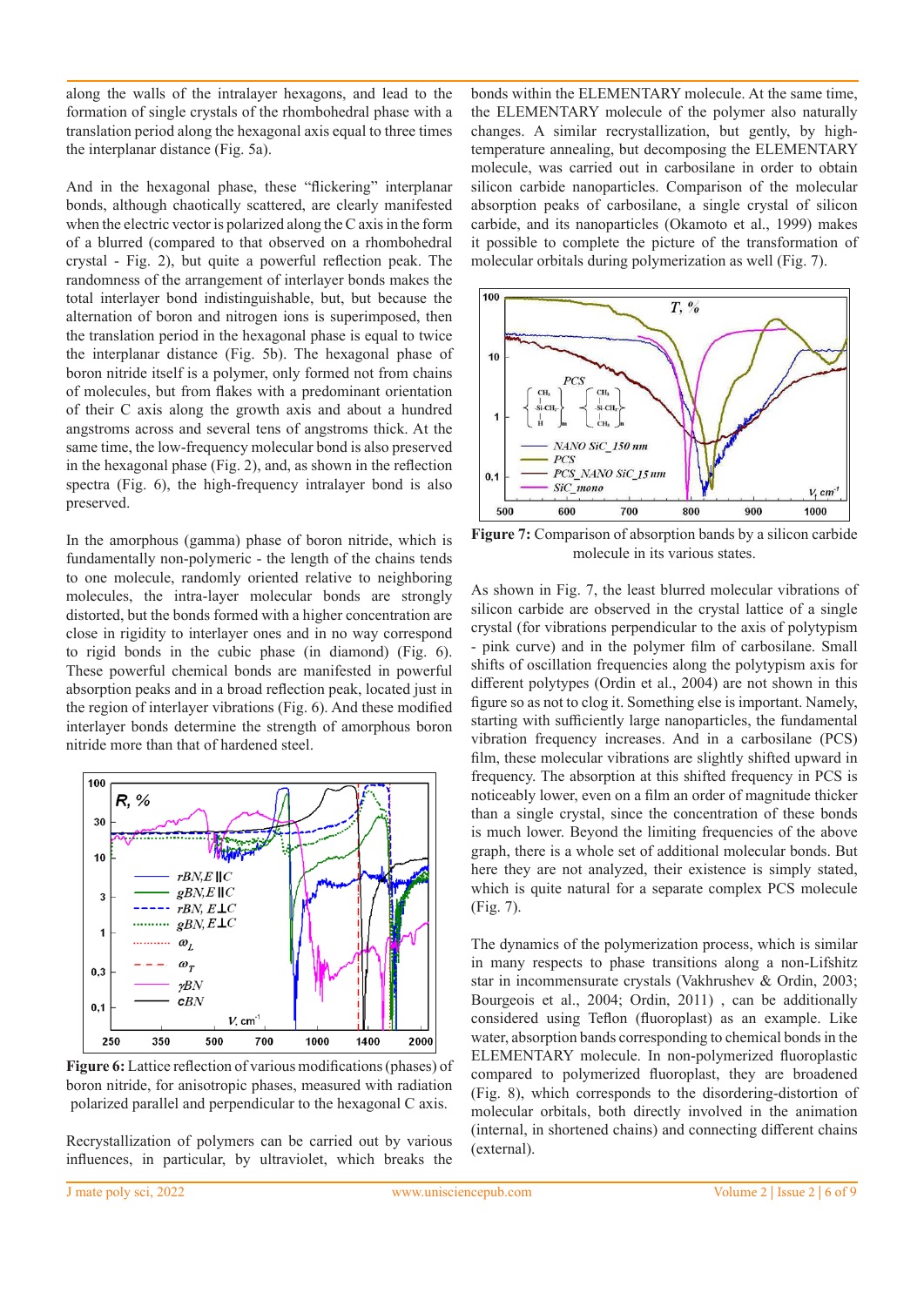along the walls of the intralayer hexagons, and lead to the formation of single crystals of the rhombohedral phase with a translation period along the hexagonal axis equal to three times the interplanar distance (Fig. 5a).

And in the hexagonal phase, these "flickering" interplanar bonds, although chaotically scattered, are clearly manifested when the electric vector is polarized along the C axis in the form of a blurred (compared to that observed on a rhombohedral crystal - Fig. 2), but quite a powerful reflection peak. The randomness of the arrangement of interlayer bonds makes the total interlayer bond indistinguishable, but, but because the alternation of boron and nitrogen ions is superimposed, then the translation period in the hexagonal phase is equal to twice the interplanar distance (Fig. 5b). The hexagonal phase of boron nitride itself is a polymer, only formed not from chains of molecules, but from flakes with a predominant orientation of their C axis along the growth axis and about a hundred angstroms across and several tens of angstroms thick. At the same time, the low-frequency molecular bond is also preserved in the hexagonal phase (Fig. 2), and, as shown in the reflection spectra (Fig. 6), the high-frequency intralayer bond is also preserved.

In the amorphous (gamma) phase of boron nitride, which is fundamentally non-polymeric - the length of the chains tends to one molecule, randomly oriented relative to neighboring molecules, the intra-layer molecular bonds are strongly distorted, but the bonds formed with a higher concentration are close in rigidity to interlayer ones and in no way correspond to rigid bonds in the cubic phase (in diamond) (Fig. 6). These powerful chemical bonds are manifested in powerful absorption peaks and in a broad reflection peak, located just in the region of interlayer vibrations (Fig. 6). And these modified interlayer bonds determine the strength of amorphous boron nitride more than that of hardened steel.

**Figure 6:** Lattice reflection of various modifications (phases) of boron nitride, for anisotropic phases, measured with radiation polarized parallel and perpendicular to the hexagonal C axis.

Recrystallization of polymers can be carried out by various influences, in particular, by ultraviolet, which breaks the bonds within the ELEMENTARY molecule. At the same time, the ELEMENTARY molecule of the polymer also naturally changes. A similar recrystallization, but gently, by high-temperature annealing, but decomposing the ELEMENTARY molecule, was carried out in carbosilane in order to obtain silicon carbide nanoparticles. Comparison of the molecular absorption peaks of carbosilane, a single crystal of silicon carbide, and its nanoparticles (Okamoto et al., 1999) makes it possible to complete the picture of the transformation of molecular orbitals during polymerization as well (Fig. 7).

**Figure 7:** Comparison of absorption bands by a silicon carbide molecule in its various states.

As shown in Fig. 7, the least blurred molecular vibrations of silicon carbide are observed in the crystal lattice of a single crystal (for vibrations perpendicular to the axis of polytypism - pink curve) and in the polymer film of carbosilane. Small shifts of oscillation frequencies along the polytypism axis for different polytypes (Ordin et al., 2004) are not shown in this figure so as not to clog it. Something else is important. Namely, starting with sufficiently large nanoparticles, the fundamental vibration frequency increases. And in a carbosilane (PCS) film, these molecular vibrations are slightly shifted upward in frequency. The absorption at this shifted frequency in PCS is noticeably lower, even on a film an order of magnitude thicker than a single crystal, since the concentration of these bonds is much lower. Beyond the limiting frequencies of the above graph, there is a whole set of additional molecular bonds. But here they are not analyzed, their existence is simply stated, which is quite natural for a separate complex PCS molecule (Fig. 7).

The dynamics of the polymerization process, which is similar in many respects to phase transitions along a non-Lifshitz star in incommensurate crystals (Vakhrushev & Ordin, 2003; Bourgeois et al., 2004; Ordin, 2011) , can be additionally considered using Teflon (fluoroplast) as an example. Like water, absorption bands corresponding to chemical bonds in the ELEMENTARY molecule. In non-polymerized fluoroplastic compared to polymerized fluoroplast, they are broadened (Fig. 8), which corresponds to the disordering-distortion of molecular orbitals, both directly involved in the animation (internal, in shortened chains) and connecting different chains (external).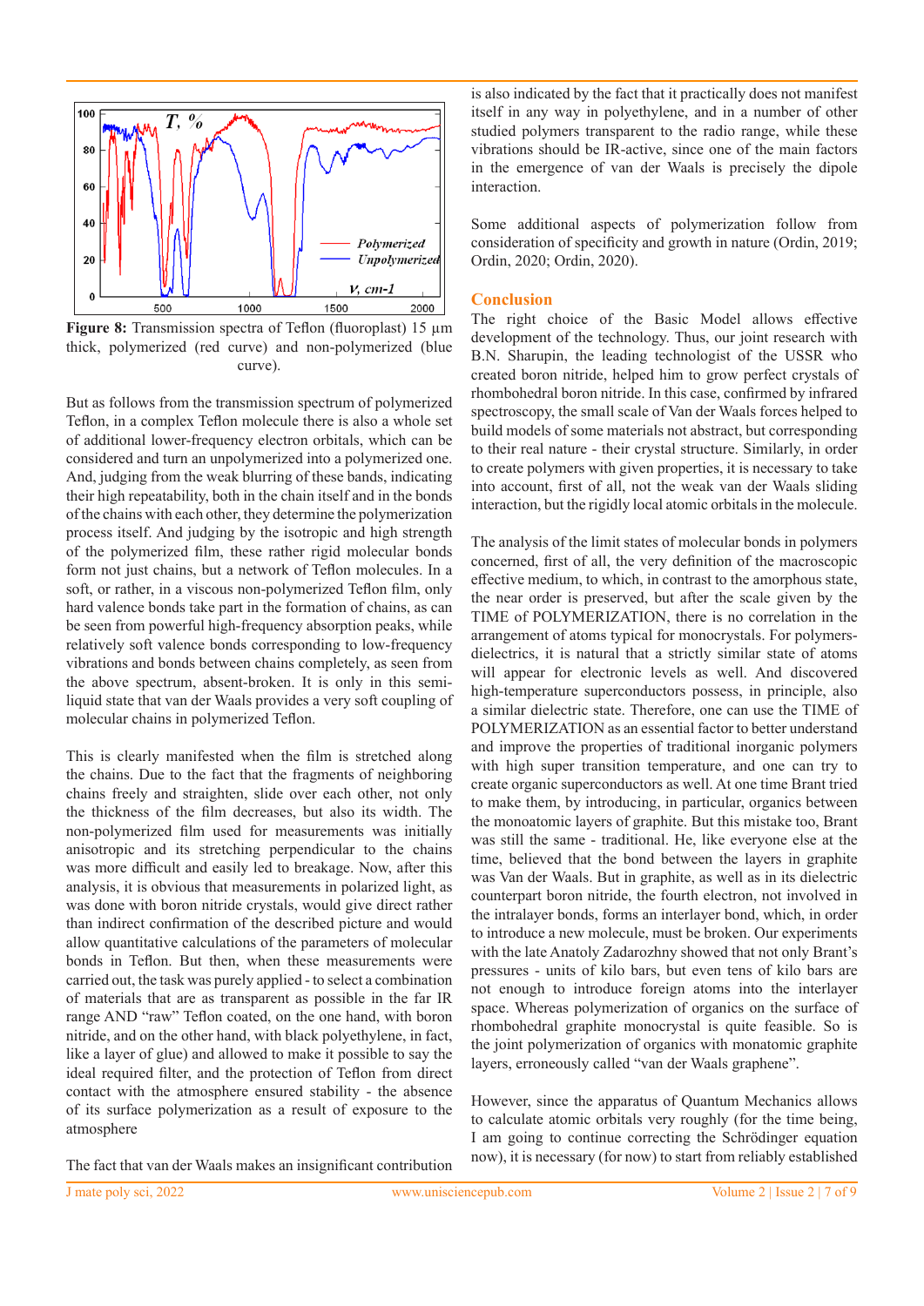**Figure 8:** Transmission spectra of Teflon (fluoroplast) 15 µm thick, polymerized (red curve) and non-polymerized (blue curve).

But as follows from the transmission spectrum of polymerized Teflon, in a complex Teflon molecule there is also a whole set of additional lower-frequency electron orbitals, which can be considered and turn an unpolymerized into a polymerized one. And, judging from the weak blurring of these bands, indicating their high repeatability, both in the chain itself and in the bonds of the chains with each other, they determine the polymerization process itself. And judging by the isotropic and high strength of the polymerized film, these rather rigid molecular bonds form not just chains, but a network of Teflon molecules. In a soft, or rather, in a viscous non-polymerized Teflon film, only hard valence bonds take part in the formation of chains, as can be seen from powerful high-frequency absorption peaks, while relatively soft valence bonds corresponding to low-frequency vibrations and bonds between chains completely, as seen from the above spectrum, absent-broken. It is only in this semi-liquid state that van der Waals provides a very soft coupling of molecular chains in polymerized Teflon.

This is clearly manifested when the film is stretched along the chains. Due to the fact that the fragments of neighboring chains freely and straighten, slide over each other, not only the thickness of the film decreases, but also its width. The non-polymerized film used for measurements was initially anisotropic and its stretching perpendicular to the chains was more difficult and easily led to breakage. Now, after this analysis, it is obvious that measurements in polarized light, as was done with boron nitride crystals, would give direct rather than indirect confirmation of the described picture and would allow quantitative calculations of the parameters of molecular bonds in Teflon. But then, when these measurements were carried out, the task was purely applied - to select a combination of materials that are as transparent as possible in the far IR range AND "raw" Teflon coated, on the one hand, with boron nitride, and on the other hand, with black polyethylene, in fact, like a layer of glue) and allowed to make it possible to say the ideal required filter, and the protection of Teflon from direct contact with the atmosphere ensured stability - the absence of its surface polymerization as a result of exposure to the atmosphere

The fact that van der Waals makes an insignificant contribution is also indicated by the fact that it practically does not manifest itself in any way in polyethylene, and in a number of other studied polymers transparent to the radio range, while these vibrations should be IR-active, since one of the main factors in the emergence of van der Waals is precisely the dipole interaction.

Some additional aspects of polymerization follow from consideration of specificity and growth in nature (Ordin, 2019; Ordin, 2020; Ordin, 2020).

## Conclusion

The right choice of the Basic Model allows effective development of the technology. Thus, our joint research with B.N. Sharupin, the leading technologist of the USSR who created boron nitride, helped him to grow perfect crystals of rhombohedral boron nitride. In this case, confirmed by infrared spectroscopy, the small scale of Van der Waals forces helped to build models of some materials not abstract, but corresponding to their real nature - their crystal structure. Similarly, in order to create polymers with given properties, it is necessary to take into account, first of all, not the weak van der Waals sliding interaction, but the rigidly local atomic orbitals in the molecule.

The analysis of the limit states of molecular bonds in polymers concerned, first of all, the very definition of the macroscopic effective medium, to which, in contrast to the amorphous state, the near order is preserved, but after the scale given by the TIME of POLYMERIZATION, there is no correlation in the arrangement of atoms typical for monocrystals. For polymers-dielectrics, it is natural that a strictly similar state of atoms will appear for electronic levels as well. And discovered high-temperature superconductors possess, in principle, also a similar dielectric state. Therefore, one can use the TIME of POLYMERIZATION as an essential factor to better understand and improve the properties of traditional inorganic polymers with high super transition temperature, and one can try to create organic superconductors as well. At one time Brant tried to make them, by introducing, in particular, organics between the monoatomic layers of graphite. But this mistake too, Brant was still the same - traditional. He, like everyone else at the time, believed that the bond between the layers in graphite was Van der Waals. But in graphite, as well as in its dielectric counterpart boron nitride, the fourth electron, not involved in the intralayer bonds, forms an interlayer bond, which, in order to introduce a new molecule, must be broken. Our experiments with the late Anatoly Zadarozhny showed that not only Brant's pressures - units of kilo bars, but even tens of kilo bars are not enough to introduce foreign atoms into the interlayer space. Whereas polymerization of organics on the surface of rhombohedral graphite monocrystal is quite feasible. So is the joint polymerization of organics with monatomic graphite layers, erroneously called "van der Waals graphene".

However, since the apparatus of Quantum Mechanics allows to calculate atomic orbitals very roughly (for the time being, I am going to continue correcting the Schrödinger equation now), it is necessary (for now) to start from reliably established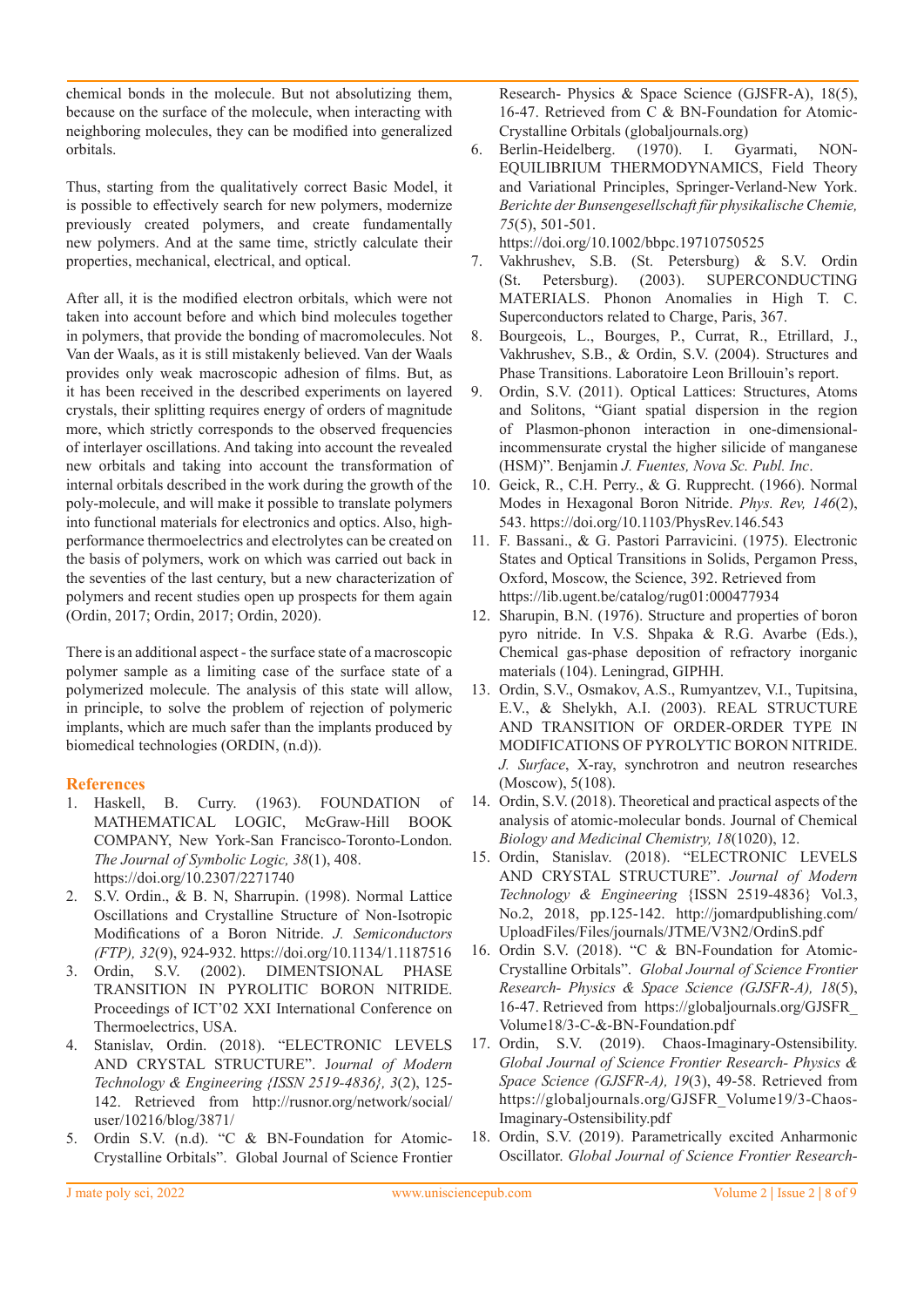chemical bonds in the molecule. But not absolutizing them, because on the surface of the molecule, when interacting with neighboring molecules, they can be modified into generalized orbitals.

Thus, starting from the qualitatively correct Basic Model, it is possible to effectively search for new polymers, modernize previously created polymers, and create fundamentally new polymers. And at the same time, strictly calculate their properties, mechanical, electrical, and optical.

After all, it is the modified electron orbitals, which were not taken into account before and which bind molecules together in polymers, that provide the bonding of macromolecules. Not Van der Waals, as it is still mistakenly believed. Van der Waals provides only weak macroscopic adhesion of films. But, as it has been received in the described experiments on layered crystals, their splitting requires energy of orders of magnitude more, which strictly corresponds to the observed frequencies of interlayer oscillations. And taking into account the revealed new orbitals and taking into account the transformation of internal orbitals described in the work during the growth of the poly-molecule, and will make it possible to translate polymers into functional materials for electronics and optics. Also, high-performance thermoelectrics and electrolytes can be created on the basis of polymers, work on which was carried out back in the seventies of the last century, but a new characterization of polymers and recent studies open up prospects for them again (Ordin, 2017; Ordin, 2017; Ordin, 2020).

There is an additional aspect - the surface state of a macroscopic polymer sample as a limiting case of the surface state of a polymerized molecule. The analysis of this state will allow, in principle, to solve the problem of rejection of polymeric implants, which are much safer than the implants produced by biomedical technologies (ORDIN, (n.d)).

## References

1. Haskell, B. Curry. (1963). FOUNDATION of MATHEMATICAL LOGIC, McGraw-Hill BOOK COMPANY, New York-San Francisco-Toronto-London. *The Journal of Symbolic Logic, 38*(1), 408. https://doi.org/10.2307/2271740
2. S.V. Ordin., & B. N, Sharrupin. (1998). Normal Lattice Oscillations and Crystalline Structure of Non-Isotropic Modifications of a Boron Nitride. *J. Semiconductors (FTP), 32*(9), 924-932. https://doi.org/10.1134/1.1187516
3. Ordin, S.V. (2002). DIMENTSIONAL PHASE TRANSITION IN PYROLITIC BORON NITRIDE. Proceedings of ICT'02 XXI International Conference on Thermoelectrics, USA.
4. Stanislav, Ordin. (2018). "ELECTRONIC LEVELS AND CRYSTAL STRUCTURE". J*ournal of Modern Technology & Engineering {ISSN 2519-4836}, 3*(2), 125-142. Retrieved from http://rusnor.org/network/social/user/10216/blog/3871/
5. Ordin S.V. (n.d). "C & BN-Foundation for Atomic-Crystalline Orbitals". Global Journal of Science Frontier Research- Physics & Space Science (GJSFR-A), 18(5), 16-47. Retrieved from C & BN-Foundation for Atomic-Crystalline Orbitals (globaljournals.org)
6. Berlin-Heidelberg. (1970). I. Gyarmati, NON-EQUILIBRIUM THERMODYNAMICS, Field Theory and Variational Principles, Springer-Verland-New York. *Berichte der Bunsengesellschaft für physikalische Chemie, 75*(5), 501-501. https://doi.org/10.1002/bbpc.19710750525
7. Vakhrushev, S.B. (St. Petersburg) & S.V. Ordin (St. Petersburg). (2003). SUPERCONDUCTING MATERIALS. Phonon Anomalies in High T. C. Superconductors related to Charge, Paris, 367.
8. Bourgeois, L., Bourges, P., Currat, R., Etrillard, J., Vakhrushev, S.B., & Ordin, S.V. (2004). Structures and Phase Transitions. Laboratoire Leon Brillouin's report.
9. Ordin, S.V. (2011). Optical Lattices: Structures, Atoms and Solitons, "Giant spatial dispersion in the region of Plasmon-phonon interaction in one-dimensional-incommensurate crystal the higher silicide of manganese (HSM)". Benjamin *J. Fuentes, Nova Sc. Publ. Inc*.
10. Geick, R., C.H. Perry., & G. Rupprecht. (1966). Normal Modes in Hexagonal Boron Nitride. *Phys. Rev, 146*(2), 543. https://doi.org/10.1103/PhysRev.146.543
11. F. Bassani., & G. Pastori Parravicini. (1975). Electronic States and Optical Transitions in Solids, Pergamon Press, Oxford, Moscow, the Science, 392. Retrieved from https://lib.ugent.be/catalog/rug01:000477934
12. Sharupin, B.N. (1976). Structure and properties of boron pyro nitride. In V.S. Shpaka & R.G. Avarbe (Eds.), Chemical gas-phase deposition of refractory inorganic materials (104). Leningrad, GIPHH.
13. Ordin, S.V., Osmakov, A.S., Rumyantzev, V.I., Tupitsina, E.V., & Shelykh, A.I. (2003). REAL STRUCTURE AND TRANSITION OF ORDER-ORDER TYPE IN MODIFICATIONS OF PYROLYTIC BORON NITRIDE. *J. Surface*, X-ray, synchrotron and neutron researches (Moscow), 5(108).
14. Ordin, S.V. (2018). Theoretical and practical aspects of the analysis of atomic-molecular bonds. Journal of Chemical *Biology and Medicinal Chemistry, 18*(1020), 12.
15. Ordin, Stanislav. (2018). "ELECTRONIC LEVELS AND CRYSTAL STRUCTURE". *Journal of Modern Technology & Engineering* {ISSN 2519-4836} Vol.3, No.2, 2018, pp.125-142. http://jomardpublishing.com/UploadFiles/Files/journals/JTME/V3N2/OrdinS.pdf
16. Ordin S.V. (2018). "C & BN-Foundation for Atomic-Crystalline Orbitals". *Global Journal of Science Frontier Research- Physics & Space Science (GJSFR-A), 18*(5), 16-47. Retrieved from https://globaljournals.org/GJSFR_Volume18/3-C-&-BN-Foundation.pdf
17. Ordin, S.V. (2019). Chaos-Imaginary-Ostensibility. *Global Journal of Science Frontier Research- Physics & Space Science (GJSFR-A), 19*(3), 49-58. Retrieved from https://globaljournals.org/GJSFR_Volume19/3-Chaos-Imaginary-Ostensibility.pdf
18. Ordin, S.V. (2019). Parametrically excited Anharmonic Oscillator. *Global Journal of Science Frontier Research-*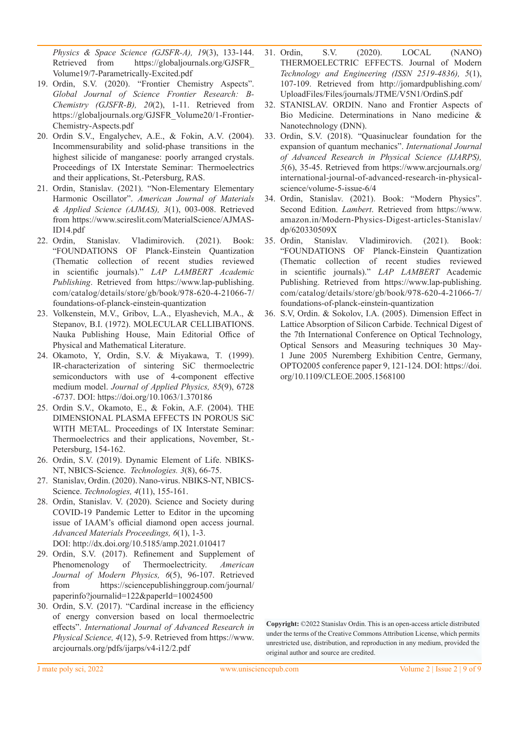*Physics & Space Science (GJSFR-A), 19*(3), 133-144. Retrieved from https://globaljournals.org/GJSFR_Volume19/7-Parametrically-Excited.pdf

19. Ordin, S.V. (2020). "Frontier Chemistry Aspects". *Global Journal of Science Frontier Research: B-Chemistry (GJSFR-B), 20*(2), 1-11. Retrieved from https://globaljournals.org/GJSFR_Volume20/1-Frontier-Chemistry-Aspects.pdf
20. Ordin S.V., Engalychev, A.E., & Fokin, A.V. (2004). Incommensurability and solid-phase transitions in the highest silicide of manganese: poorly arranged crystals. Proceedings of IX Interstate Seminar: Thermoelectrics and their applications, St.-Petersburg, RAS.
21. Ordin, Stanislav. (2021). "Non-Elementary Elementary Harmonic Oscillator". *American Journal of Materials & Applied Science (AJMAS), 3*(1), 003-008. Retrieved from https://www.scireslit.com/MaterialScience/AJMAS-ID14.pdf
22. Ordin, Stanislav. Vladimirovich. (2021). Book: "FOUNDATIONS OF Planck-Einstein Quantization (Thematic collection of recent studies reviewed in scientific journals)." *LAP LAMBERT Academic Publishing*. Retrieved from https://www.lap-publishing.com/catalog/details/store/gb/book/978-620-4-21066-7/foundations-of-planck-einstein-quantization
23. Volkenstein, M.V., Gribov, L.A., Elyashevich, M.A., & Stepanov, B.I. (1972). MOLECULAR CELLIBATIONS. Nauka Publishing House, Main Editorial Office of Physical and Mathematical Literature.
24. Okamoto, Y, Ordin, S.V. & Miyakawa, T. (1999). IR-characterization of sintering SiC thermoelectric semiconductors with use of 4-component effective medium model. *Journal of Applied Physics, 85*(9), 6728 -6737. DOI: https://doi.org/10.1063/1.370186
25. Ordin S.V., Okamoto, E., & Fokin, A.F. (2004). THE DIMENSIONAL PLASMA EFFECTS IN POROUS SiC WITH METAL. Proceedings of IX Interstate Seminar: Thermoelectrics and their applications, November, St.-Petersburg, 154-162.
26. Ordin, S.V. (2019). Dynamic Element of Life. NBIKS-NT, NBICS-Science. *Technologies. 3*(8), 66-75.
27. Stanislav, Ordin. (2020). Nano-virus. NBIKS-NT, NBICS-Science. *Technologies, 4*(11), 155-161.
28. Ordin, Stanislav. V. (2020). Science and Society during COVID-19 Pandemic Letter to Editor in the upcoming issue of IAAM's official diamond open access journal. *Advanced Materials Proceedings, 6*(1), 1-3. DOI: http://dx.doi.org/10.5185/amp.2021.010417
29. Ordin, S.V. (2017). Refinement and Supplement of Phenomenology of Thermoelectricity. *American Journal of Modern Physics, 6*(5), 96-107. Retrieved from https://sciencepublishinggroup.com/journal/paperinfo?journalid=122&paperId=10024500
30. Ordin, S.V. (2017). "Cardinal increase in the efficiency of energy conversion based on local thermoelectric effects". *International Journal of Advanced Research in Physical Science, 4*(12), 5-9. Retrieved from https://www.arcjournals.org/pdfs/ijarps/v4-i12/2.pdf
31. Ordin, S.V. (2020). LOCAL (NANO) THERMOELECTRIC EFFECTS. Journal of Modern *Technology and Engineering (ISSN 2519-4836), 5*(1), 107-109. Retrieved from http://jomardpublishing.com/UploadFiles/Files/journals/JTME/V5N1/OrdinS.pdf
32. STANISLAV. ORDIN. Nano and Frontier Aspects of Bio Medicine. Determinations in Nano medicine & Nanotechnology (DNN).
33. Ordin, S.V. (2018). "Quasinuclear foundation for the expansion of quantum mechanics". *International Journal of Advanced Research in Physical Science (IJARPS), 5*(6), 35-45. Retrieved from https://www.arcjournals.org/international-journal-of-advanced-research-in-physical-science/volume-5-issue-6/4
34. Ordin, Stanislav. (2021). Book: "Modern Physics". Second Edition. *Lambert*. Retrieved from https://www.amazon.in/Modern-Physics-Digest-articles-Stanislav/dp/620330509X
35. Ordin, Stanislav. Vladimirovich. (2021). Book: "FOUNDATIONS OF Planck-Einstein Quantization (Thematic collection of recent studies reviewed in scientific journals)." *LAP LAMBERT* Academic Publishing. Retrieved from https://www.lap-publishing.com/catalog/details/store/gb/book/978-620-4-21066-7/foundations-of-planck-einstein-quantization
36. S.V, Ordin. & Sokolov, I.A. (2005). Dimension Effect in Lattice Absorption of Silicon Carbide. Technical Digest of the 7th International Conference on Optical Technology, Optical Sensors and Measuring techniques 30 May-1 June 2005 Nuremberg Exhibition Centre, Germany, OPTO2005 conference paper 9, 121-124. DOI: https://doi.org/10.1109/CLEOE.2005.1568100

**Copyright:** ©2022 Stanislav Ordin. This is an open-access article distributed under the terms of the Creative Commons Attribution License, which permits unrestricted use, distribution, and reproduction in any medium, provided the original author and source are credited.